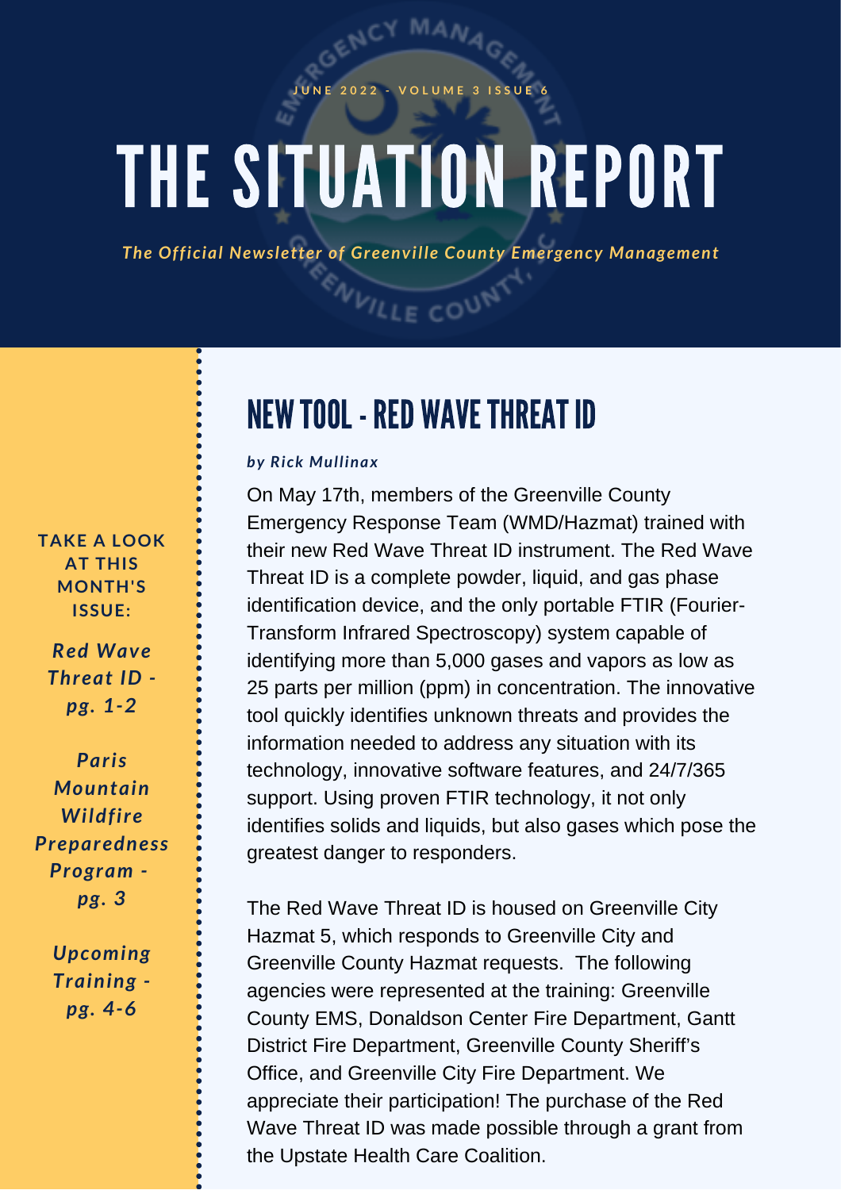JUNE 2022 - VOLUME 3 ISSUE 6

# THE SITUATION REPORT

*The Official Newsletter of Greenville County Emergency Management*

**TAKE A LOOK AT THIS MONTH'S ISSUE:**

*Red Wave Threat ID - pg. 1-2*

*Paris Mountain Wildfire Preparedness Program - pg. 3*

*Upcoming Training - pg. 4-6*

## NEW TOOL - RED WAVE THREAT ID

*by Rick Mullinax*

On May 17th, members of the Greenville County Emergency Response Team (WMD/Hazmat) trained with their new Red Wave Threat ID instrument. The Red Wave Threat ID is a complete powder, liquid, and gas phase identification device, and the only portable FTIR (Fourier-Transform Infrared Spectroscopy) system capable of identifying more than 5,000 gases and vapors as low as 25 parts per million (ppm) in concentration. The innovative tool quickly identifies unknown threats and provides the information needed to address any situation with its technology, innovative software features, and 24/7/365 support. Using proven FTIR technology, it not only identifies solids and liquids, but also gases which pose the greatest danger to responders.

The Red Wave Threat ID is housed on Greenville City Hazmat 5, which responds to Greenville City and Greenville County Hazmat requests. The following agencies were represented at the training: Greenville County EMS, Donaldson Center Fire Department, Gantt District Fire Department, Greenville County Sheriff's Office, and Greenville City Fire Department. We appreciate their participation! The purchase of the Red Wave Threat ID was made possible through a grant from the Upstate Health Care Coalition.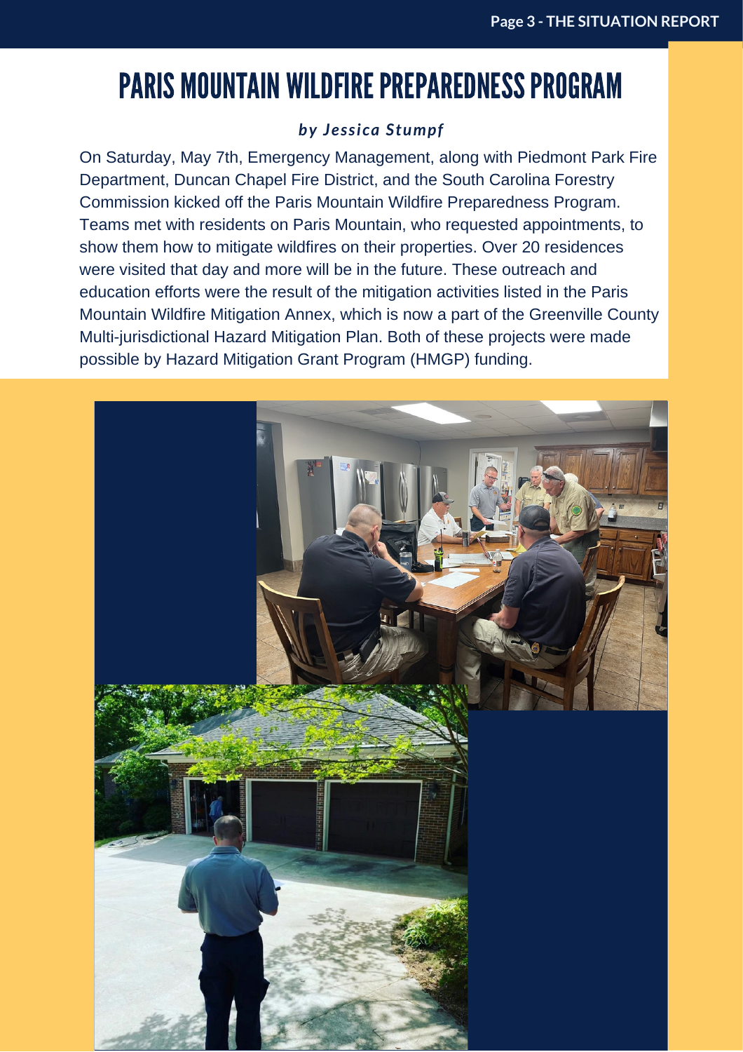# PARIS MOUNTAIN WILDFIRE PREPAREDNESS PROGRAM

***by Jessica Stumpf***

On Saturday, May 7th, Emergency Management, along with Piedmont Park Fire Department, Duncan Chapel Fire District, and the South Carolina Forestry Commission kicked off the Paris Mountain Wildfire Preparedness Program. Teams met with residents on Paris Mountain, who requested appointments, to show them how to mitigate wildfires on their properties. Over 20 residences were visited that day and more will be in the future. These outreach and education efforts were the result of the mitigation activities listed in the Paris Mountain Wildfire Mitigation Annex, which is now a part of the Greenville County Multi-jurisdictional Hazard Mitigation Plan. Both of these projects were made possible by Hazard Mitigation Grant Program (HMGP) funding.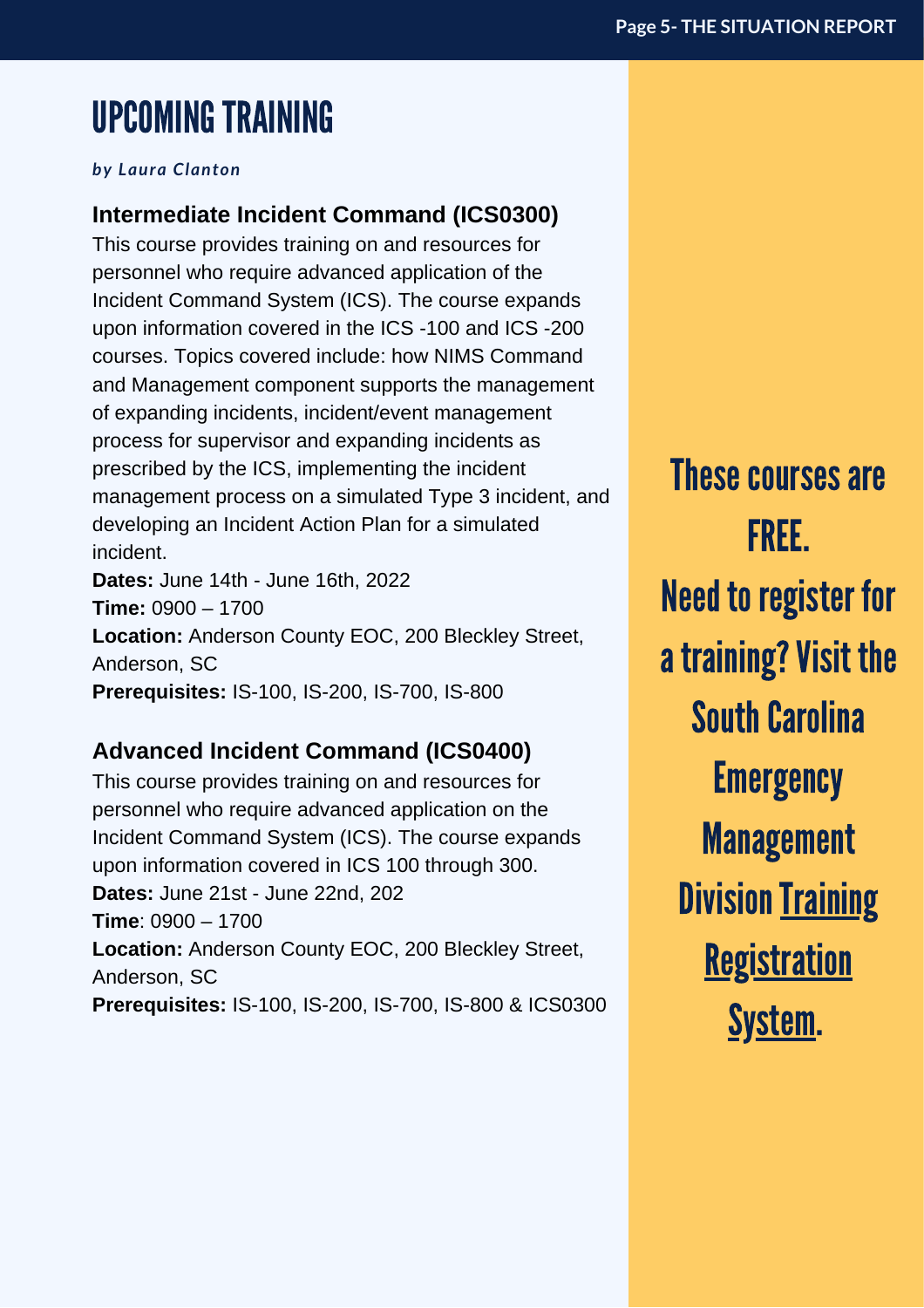# UPCOMING TRAINING

***by Laura Clanton***

### Intermediate Incident Command (ICS0300)

This course provides training on and resources for personnel who require advanced application of the Incident Command System (ICS). The course expands upon information covered in the ICS -100 and ICS -200 courses. Topics covered include: how NIMS Command and Management component supports the management of expanding incidents, incident/event management process for supervisor and expanding incidents as prescribed by the ICS, implementing the incident management process on a simulated Type 3 incident, and developing an Incident Action Plan for a simulated incident.

**Dates:** June 14th - June 16th, 2022
**Time:** 0900 – 1700
**Location:** Anderson County EOC, 200 Bleckley Street, Anderson, SC
**Prerequisites:** IS-100, IS-200, IS-700, IS-800

### Advanced Incident Command (ICS0400)

This course provides training on and resources for personnel who require advanced application on the Incident Command System (ICS). The course expands upon information covered in ICS 100 through 300.

**Dates:** June 21st - June 22nd, 202
**Time**: 0900 – 1700
**Location:** Anderson County EOC, 200 Bleckley Street, Anderson, SC
**Prerequisites:** IS-100, IS-200, IS-700, IS-800 & ICS0300

**These courses are FREE.**

**Need to register for a training? Visit the South Carolina Emergency Management Division Training Registration System.**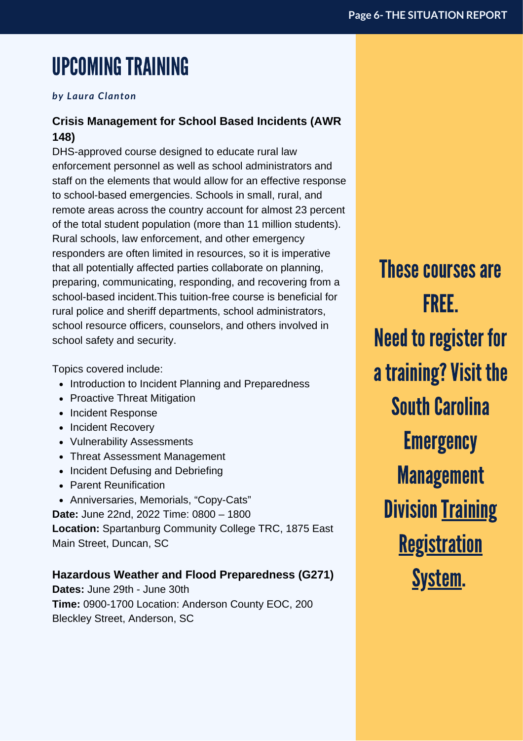# UPCOMING TRAINING

***by Laura Clanton***

### Crisis Management for School Based Incidents (AWR 148)

DHS-approved course designed to educate rural law enforcement personnel as well as school administrators and staff on the elements that would allow for an effective response to school-based emergencies. Schools in small, rural, and remote areas across the country account for almost 23 percent of the total student population (more than 11 million students). Rural schools, law enforcement, and other emergency responders are often limited in resources, so it is imperative that all potentially affected parties collaborate on planning, preparing, communicating, responding, and recovering from a school-based incident.This tuition-free course is beneficial for rural police and sheriff departments, school administrators, school resource officers, counselors, and others involved in school safety and security.

Topics covered include:

- Introduction to Incident Planning and Preparedness
- Proactive Threat Mitigation
- Incident Response
- Incident Recovery
- Vulnerability Assessments
- Threat Assessment Management
- Incident Defusing and Debriefing
- Parent Reunification
- Anniversaries, Memorials, "Copy-Cats"

**Date:** June 22nd, 2022 Time: 0800 – 1800
**Location:** Spartanburg Community College TRC, 1875 East Main Street, Duncan, SC

### Hazardous Weather and Flood Preparedness (G271)

**Dates:** June 29th - June 30th
**Time:** 0900-1700 Location: Anderson County EOC, 200 Bleckley Street, Anderson, SC

**These courses are FREE.**
**Need to register for a training? Visit the South Carolina Emergency Management Division Training Registration System.**